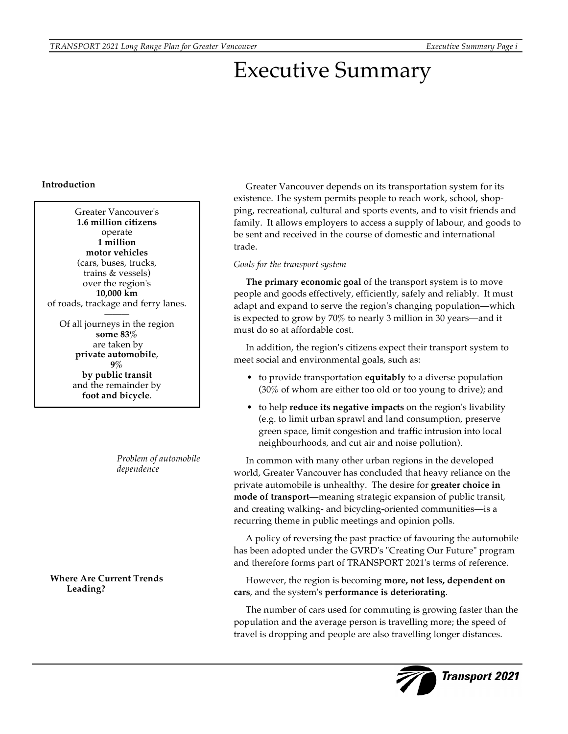# Executive Summary

## Introduction

Greater Vancouver's **1.6 million citizens** operate **1 million motor vehicles** (cars, buses, trucks, trains & vessels) over the region's **10,000 km** of roads, trackage and ferry lanes.

Of all journeys in the region **some 83%** are taken by **private automobile**, **9%** **by public transit** and the remainder by **foot and bicycle**.

Greater Vancouver depends on its transportation system for its existence. The system permits people to reach work, school, shopping, recreational, cultural and sports events, and to visit friends and family. It allows employers to access a supply of labour, and goods to be sent and received in the course of domestic and international trade.

*Goals for the transport system*

**The primary economic goal** of the transport system is to move people and goods effectively, efficiently, safely and reliably. It must adapt and expand to serve the region's changing population—which is expected to grow by 70% to nearly 3 million in 30 years—and it must do so at affordable cost.

In addition, the region's citizens expect their transport system to meet social and environmental goals, such as:

- to provide transportation **equitably** to a diverse population (30% of whom are either too old or too young to drive); and
- to help **reduce its negative impacts** on the region's livability (e.g. to limit urban sprawl and land consumption, preserve green space, limit congestion and traffic intrusion into local neighbourhoods, and cut air and noise pollution).

*Problem of automobile dependence*

In common with many other urban regions in the developed world, Greater Vancouver has concluded that heavy reliance on the private automobile is unhealthy. The desire for **greater choice in mode of transport**—meaning strategic expansion of public transit, and creating walking- and bicycling-oriented communities—is a recurring theme in public meetings and opinion polls.

A policy of reversing the past practice of favouring the automobile has been adopted under the GVRD's "Creating Our Future" program and therefore forms part of TRANSPORT 2021's terms of reference.

## Where Are Current Trends Leading?

However, the region is becoming **more, not less, dependent on cars**, and the system's **performance is deteriorating**.

The number of cars used for commuting is growing faster than the population and the average person is travelling more; the speed of travel is dropping and people are also travelling longer distances.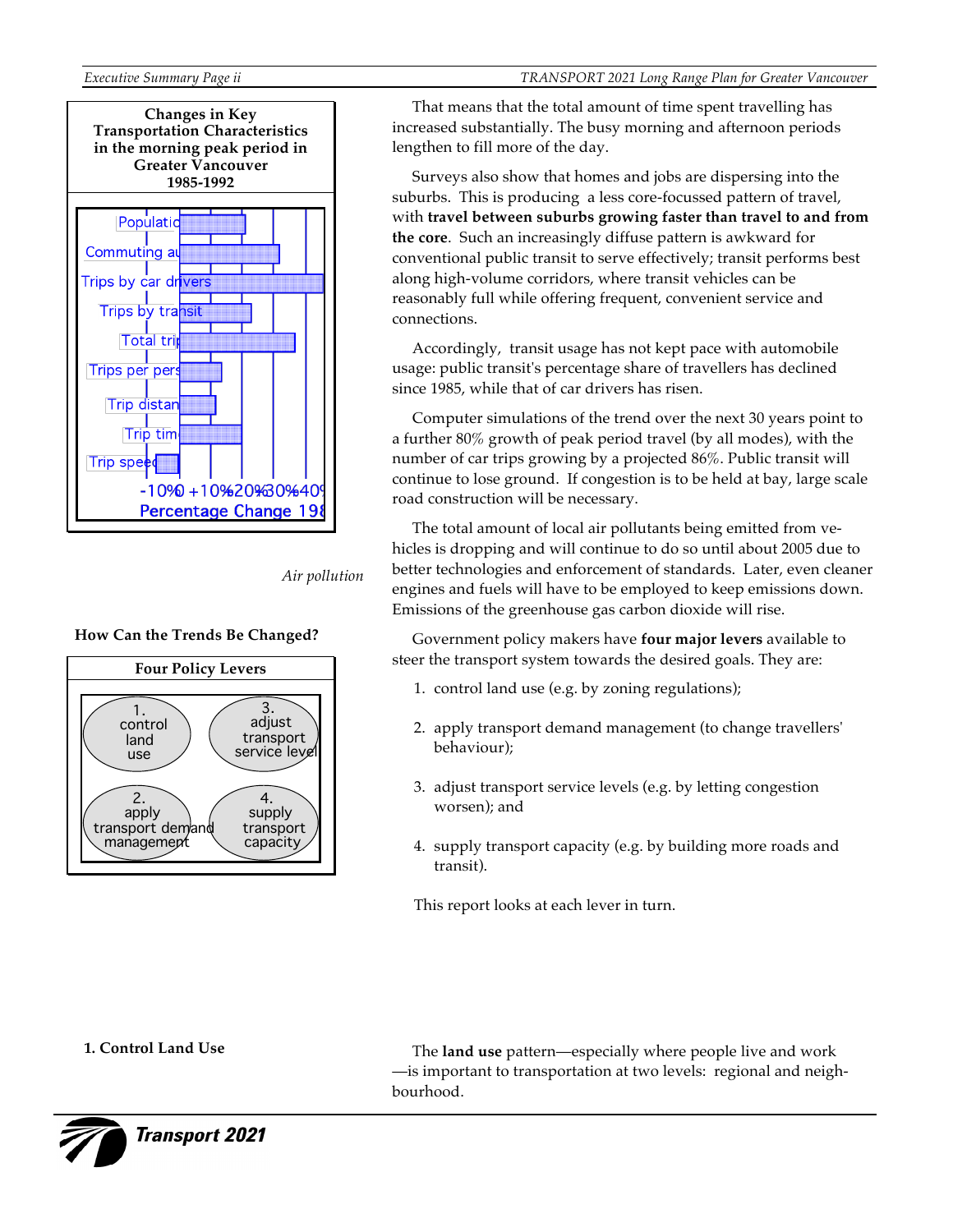**Changes in Key Transportation Characteristics in the morning peak period in Greater Vancouver 1985-1992**

Populatio
Commuting au
Trips by car drivers
Trips by transit
Total trip
Trips per pers
Trip distan
Trip tim
Trip speed

-10%0 +10%20%30%40%
Percentage Change 198

That means that the total amount of time spent travelling has increased substantially. The busy morning and afternoon periods lengthen to fill more of the day.

Surveys also show that homes and jobs are dispersing into the suburbs. This is producing a less core-focussed pattern of travel, with **travel between suburbs growing faster than travel to and from the core**. Such an increasingly diffuse pattern is awkward for conventional public transit to serve effectively; transit performs best along high-volume corridors, where transit vehicles can be reasonably full while offering frequent, convenient service and connections.

Accordingly, transit usage has not kept pace with automobile usage: public transit's percentage share of travellers has declined since 1985, while that of car drivers has risen.

Computer simulations of the trend over the next 30 years point to a further 80% growth of peak period travel (by all modes), with the number of car trips growing by a projected 86%. Public transit will continue to lose ground. If congestion is to be held at bay, large scale road construction will be necessary.

*Air pollution*

The total amount of local air pollutants being emitted from vehicles is dropping and will continue to do so until about 2005 due to better technologies and enforcement of standards. Later, even cleaner engines and fuels will have to be employed to keep emissions down. Emissions of the greenhouse gas carbon dioxide will rise.

### How Can the Trends Be Changed?

**Four Policy Levers**

1. control land use
2. apply transport demand management
3. adjust transport service level
4. supply transport capacity

Government policy makers have **four major levers** available to steer the transport system towards the desired goals. They are:

1. control land use (e.g. by zoning regulations);
2. apply transport demand management (to change travellers' behaviour);
3. adjust transport service levels (e.g. by letting congestion worsen); and
4. supply transport capacity (e.g. by building more roads and transit).

This report looks at each lever in turn.

### 1. Control Land Use

The **land use** pattern—especially where people live and work—is important to transportation at two levels: regional and neighbourhood.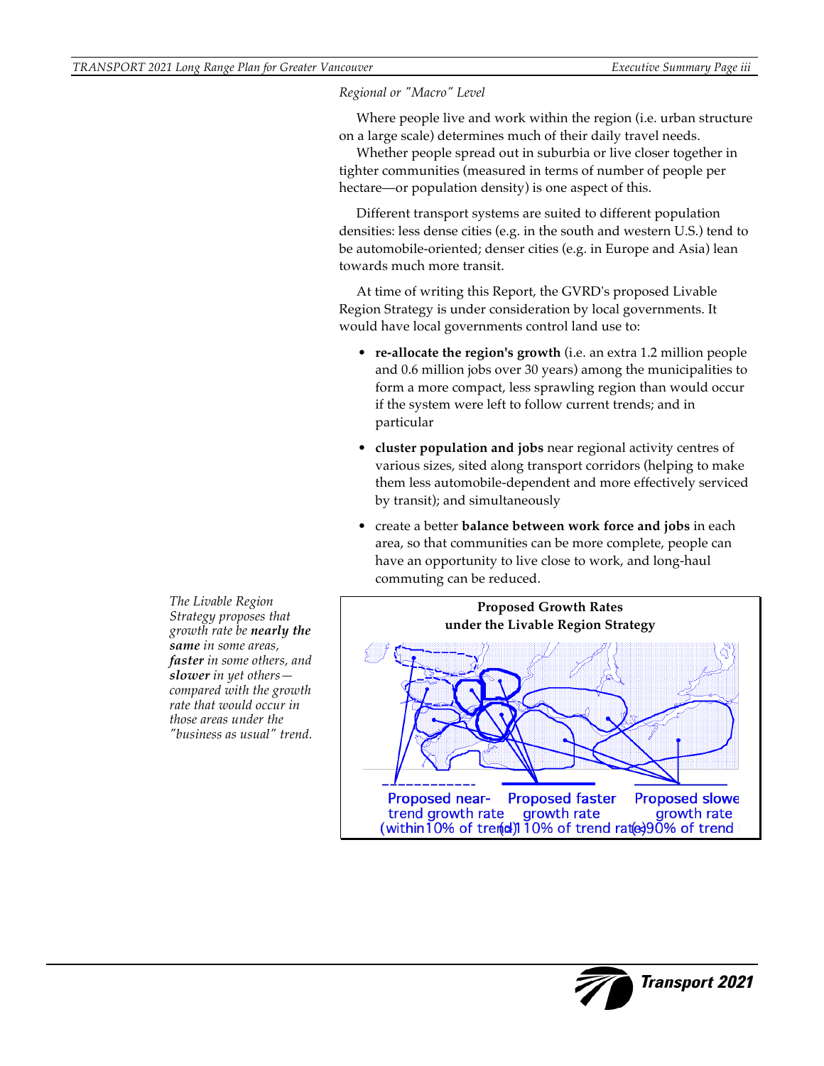*Regional or "Macro" Level*

Where people live and work within the region (i.e. urban structure on a large scale) determines much of their daily travel needs.

Whether people spread out in suburbia or live closer together in tighter communities (measured in terms of number of people per hectare—or population density) is one aspect of this.

Different transport systems are suited to different population densities: less dense cities (e.g. in the south and western U.S.) tend to be automobile-oriented; denser cities (e.g. in Europe and Asia) lean towards much more transit.

At time of writing this Report, the GVRD's proposed Livable Region Strategy is under consideration by local governments. It would have local governments control land use to:

- **re-allocate the region's growth** (i.e. an extra 1.2 million people and 0.6 million jobs over 30 years) among the municipalities to form a more compact, less sprawling region than would occur if the system were left to follow current trends; and in particular
- **cluster population and jobs** near regional activity centres of various sizes, sited along transport corridors (helping to make them less automobile-dependent and more effectively serviced by transit); and simultaneously
- create a better **balance between work force and jobs** in each area, so that communities can be more complete, people can have an opportunity to live close to work, and long-haul commuting can be reduced.

*The Livable Region Strategy proposes that growth rate be* ***nearly the same*** *in some areas,* ***faster*** *in some others, and* ***slower*** *in yet others—compared with the growth rate that would occur in those areas under the "business as usual" trend.*

**Proposed Growth Rates under the Livable Region Strategy**

Proposed near-trend growth rate (within 10% of trend) | Proposed faster growth rate (> 110% of trend rate) | Proposed slower growth rate (< 90% of trend)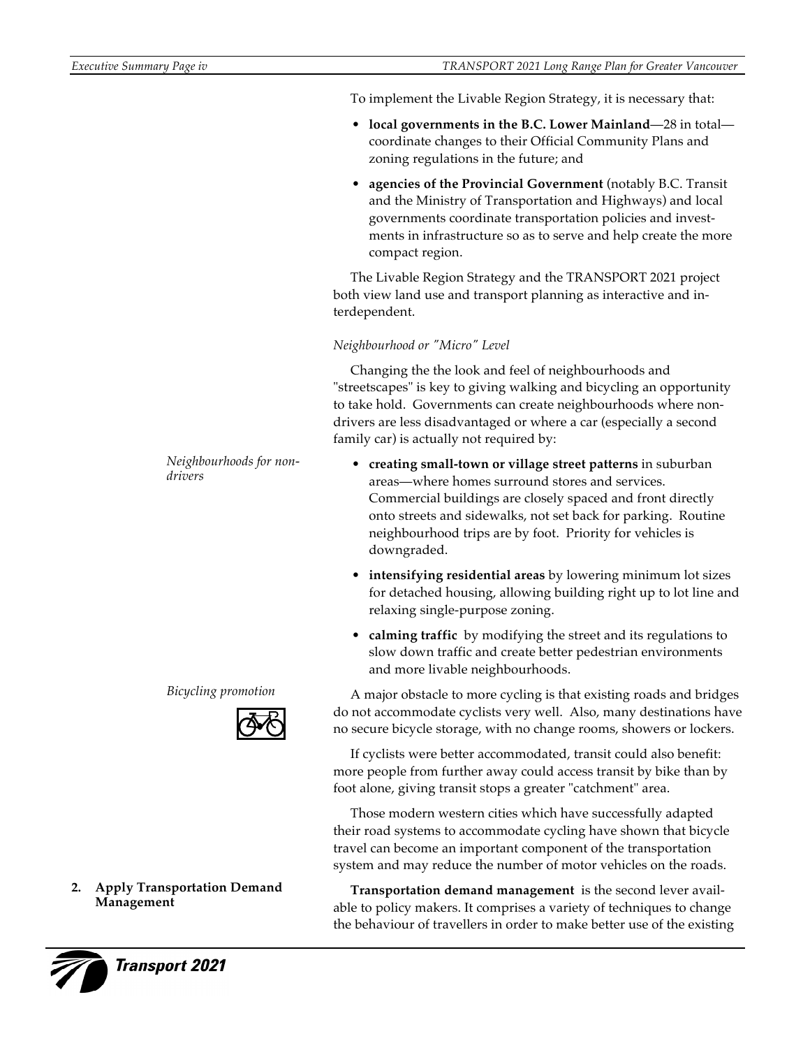To implement the Livable Region Strategy, it is necessary that:

- **local governments in the B.C. Lower Mainland**—28 in total—coordinate changes to their Official Community Plans and zoning regulations in the future; and
- **agencies of the Provincial Government** (notably B.C. Transit and the Ministry of Transportation and Highways) and local governments coordinate transportation policies and investments in infrastructure so as to serve and help create the more compact region.

The Livable Region Strategy and the TRANSPORT 2021 project both view land use and transport planning as interactive and interdependent.

*Neighbourhood or "Micro" Level*

Changing the the look and feel of neighbourhoods and "streetscapes" is key to giving walking and bicycling an opportunity to take hold. Governments can create neighbourhoods where non-drivers are less disadvantaged or where a car (especially a second family car) is actually not required by:

*Neighbourhoods for non-drivers*

- **creating small-town or village street patterns** in suburban areas—where homes surround stores and services. Commercial buildings are closely spaced and front directly onto streets and sidewalks, not set back for parking. Routine neighbourhood trips are by foot. Priority for vehicles is downgraded.
- **intensifying residential areas** by lowering minimum lot sizes for detached housing, allowing building right up to lot line and relaxing single-purpose zoning.
- **calming traffic** by modifying the street and its regulations to slow down traffic and create better pedestrian environments and more livable neighbourhoods.

*Bicycling promotion*

A major obstacle to more cycling is that existing roads and bridges do not accommodate cyclists very well. Also, many destinations have no secure bicycle storage, with no change rooms, showers or lockers.

If cyclists were better accommodated, transit could also benefit: more people from further away could access transit by bike than by foot alone, giving transit stops a greater "catchment" area.

Those modern western cities which have successfully adapted their road systems to accommodate cycling have shown that bicycle travel can become an important component of the transportation system and may reduce the number of motor vehicles on the roads.

### 2. Apply Transportation Demand Management

**Transportation demand management** is the second lever available to policy makers. It comprises a variety of techniques to change the behaviour of travellers in order to make better use of the existing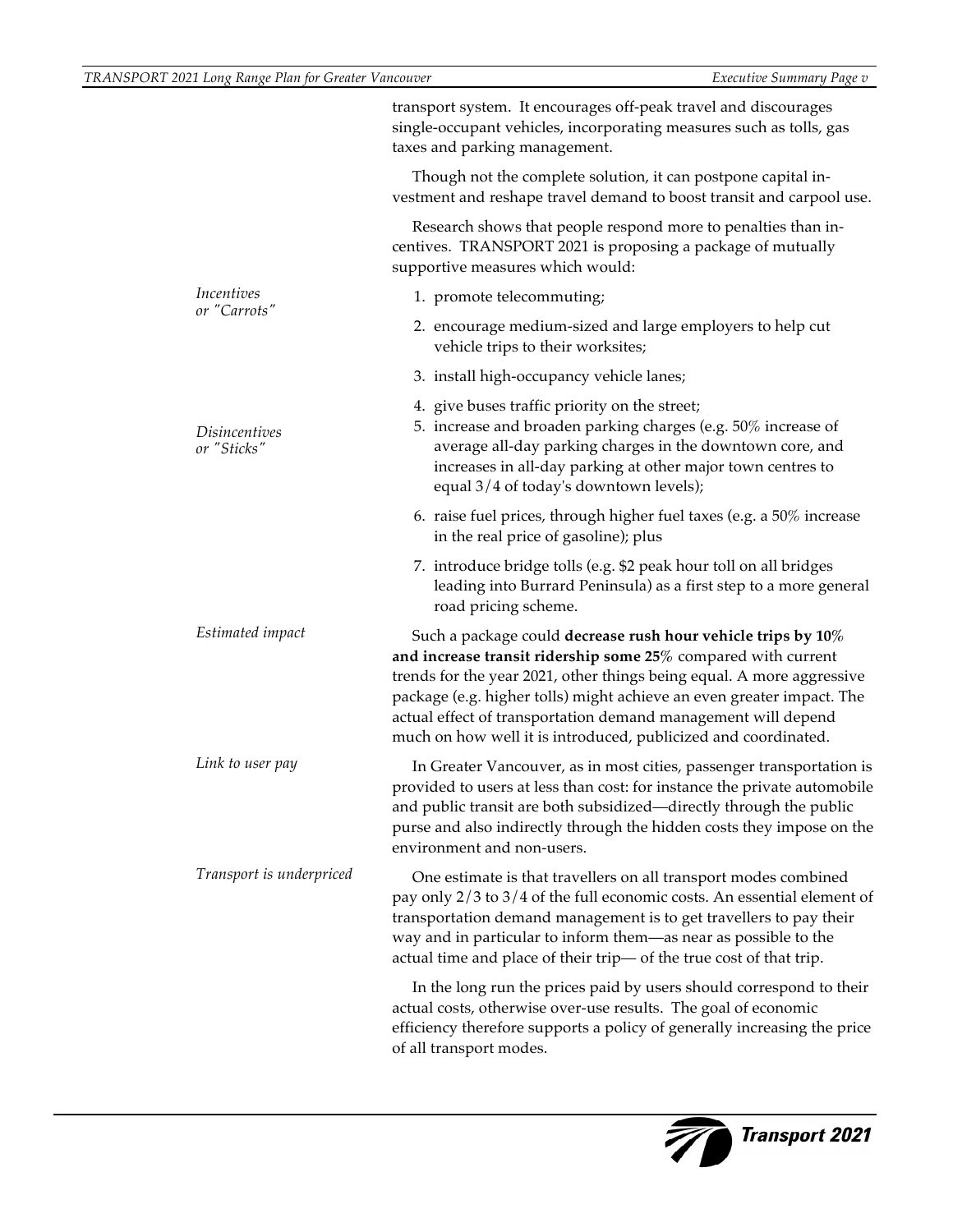transport system. It encourages off-peak travel and discourages single-occupant vehicles, incorporating measures such as tolls, gas taxes and parking management.

Though not the complete solution, it can postpone capital investment and reshape travel demand to boost transit and carpool use.

Research shows that people respond more to penalties than incentives. TRANSPORT 2021 is proposing a package of mutually supportive measures which would:

*Incentives or "Carrots"*

1. promote telecommuting;
2. encourage medium-sized and large employers to help cut vehicle trips to their worksites;
3. install high-occupancy vehicle lanes;
4. give buses traffic priority on the street;

*Disincentives or "Sticks"*

5. increase and broaden parking charges (e.g. 50% increase of average all-day parking charges in the downtown core, and increases in all-day parking at other major town centres to equal 3/4 of today's downtown levels);
6. raise fuel prices, through higher fuel taxes (e.g. a 50% increase in the real price of gasoline); plus
7. introduce bridge tolls (e.g. $2 peak hour toll on all bridges leading into Burrard Peninsula) as a first step to a more general road pricing scheme.

*Estimated impact*

Such a package could **decrease rush hour vehicle trips by 10% and increase transit ridership some 25%** compared with current trends for the year 2021, other things being equal. A more aggressive package (e.g. higher tolls) might achieve an even greater impact. The actual effect of transportation demand management will depend much on how well it is introduced, publicized and coordinated.

*Link to user pay*

In Greater Vancouver, as in most cities, passenger transportation is provided to users at less than cost: for instance the private automobile and public transit are both subsidized—directly through the public purse and also indirectly through the hidden costs they impose on the environment and non-users.

*Transport is underpriced*

One estimate is that travellers on all transport modes combined pay only 2/3 to 3/4 of the full economic costs. An essential element of transportation demand management is to get travellers to pay their way and in particular to inform them—as near as possible to the actual time and place of their trip— of the true cost of that trip.

In the long run the prices paid by users should correspond to their actual costs, otherwise over-use results. The goal of economic efficiency therefore supports a policy of generally increasing the price of all transport modes.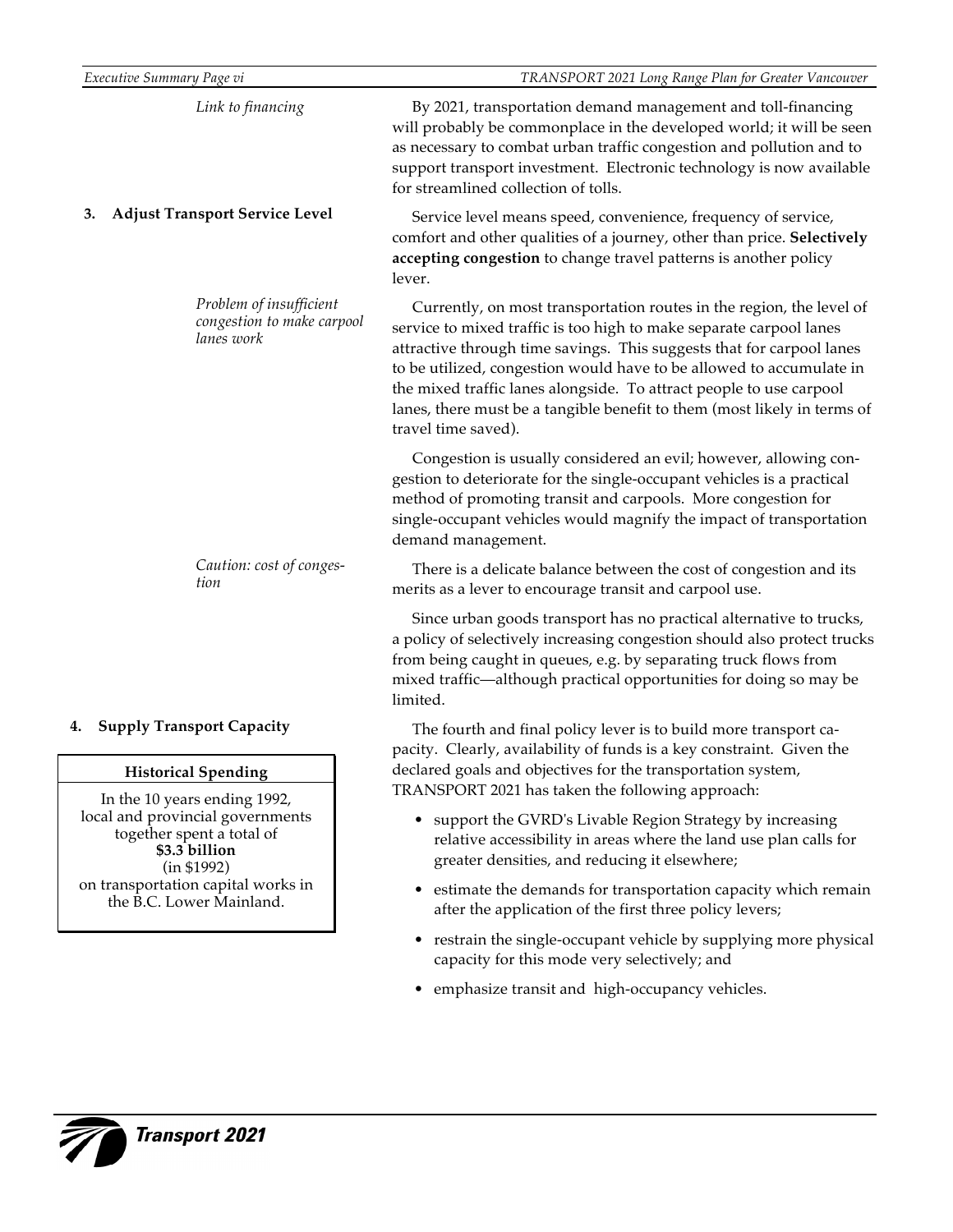*Link to financing*

By 2021, transportation demand management and toll-financing will probably be commonplace in the developed world; it will be seen as necessary to combat urban traffic congestion and pollution and to support transport investment. Electronic technology is now available for streamlined collection of tolls.

### 3. Adjust Transport Service Level

Service level means speed, convenience, frequency of service, comfort and other qualities of a journey, other than price. **Selectively accepting congestion** to change travel patterns is another policy lever.

*Problem of insufficient congestion to make carpool lanes work*

Currently, on most transportation routes in the region, the level of service to mixed traffic is too high to make separate carpool lanes attractive through time savings. This suggests that for carpool lanes to be utilized, congestion would have to be allowed to accumulate in the mixed traffic lanes alongside. To attract people to use carpool lanes, there must be a tangible benefit to them (most likely in terms of travel time saved).

Congestion is usually considered an evil; however, allowing congestion to deteriorate for the single-occupant vehicles is a practical method of promoting transit and carpools. More congestion for single-occupant vehicles would magnify the impact of transportation demand management.

*Caution: cost of congestion*

There is a delicate balance between the cost of congestion and its merits as a lever to encourage transit and carpool use.

Since urban goods transport has no practical alternative to trucks, a policy of selectively increasing congestion should also protect trucks from being caught in queues, e.g. by separating truck flows from mixed traffic—although practical opportunities for doing so may be limited.

### 4. Supply Transport Capacity

**Historical Spending**

In the 10 years ending 1992, local and provincial governments together spent a total of **$3.3 billion** (in $1992) on transportation capital works in the B.C. Lower Mainland.

The fourth and final policy lever is to build more transport capacity. Clearly, availability of funds is a key constraint. Given the declared goals and objectives for the transportation system, TRANSPORT 2021 has taken the following approach:

- support the GVRD's Livable Region Strategy by increasing relative accessibility in areas where the land use plan calls for greater densities, and reducing it elsewhere;
- estimate the demands for transportation capacity which remain after the application of the first three policy levers;
- restrain the single-occupant vehicle by supplying more physical capacity for this mode very selectively; and
- emphasize transit and high-occupancy vehicles.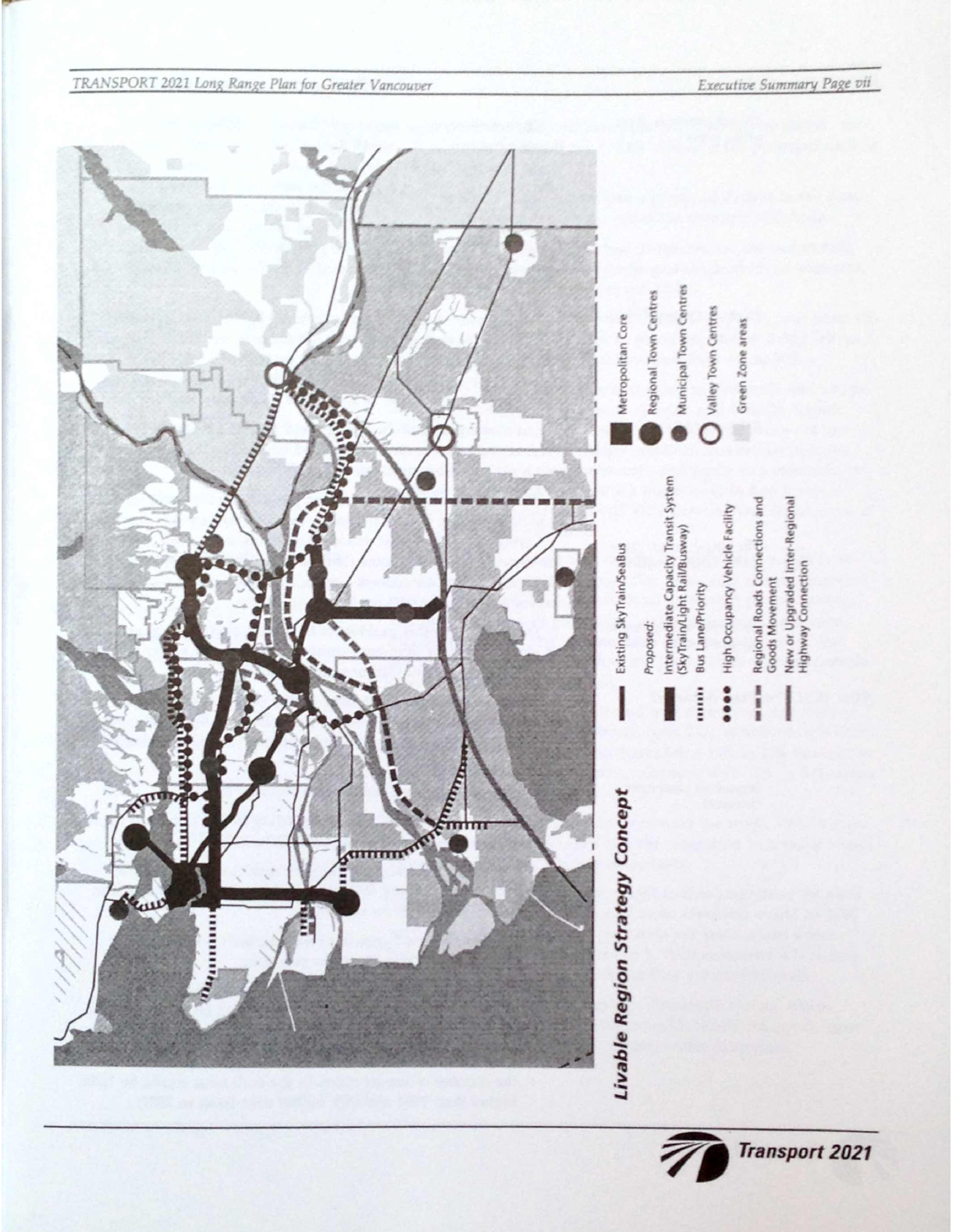## Livable Region Strategy Concept

- Existing SkyTrain/SeaBus
- *Proposed:*
- Intermediate Capacity Transit System (SkyTrain/Light Rail/Busway)
- Bus Lane/Priority
- High Occupancy Vehicle Facility
- Regional Roads Connections and Goods Movement
- New or Upgraded Inter-Regional Highway Connection
- Metropolitan Core
- Regional Town Centres
- Municipal Town Centres
- Valley Town Centres
- Green Zone areas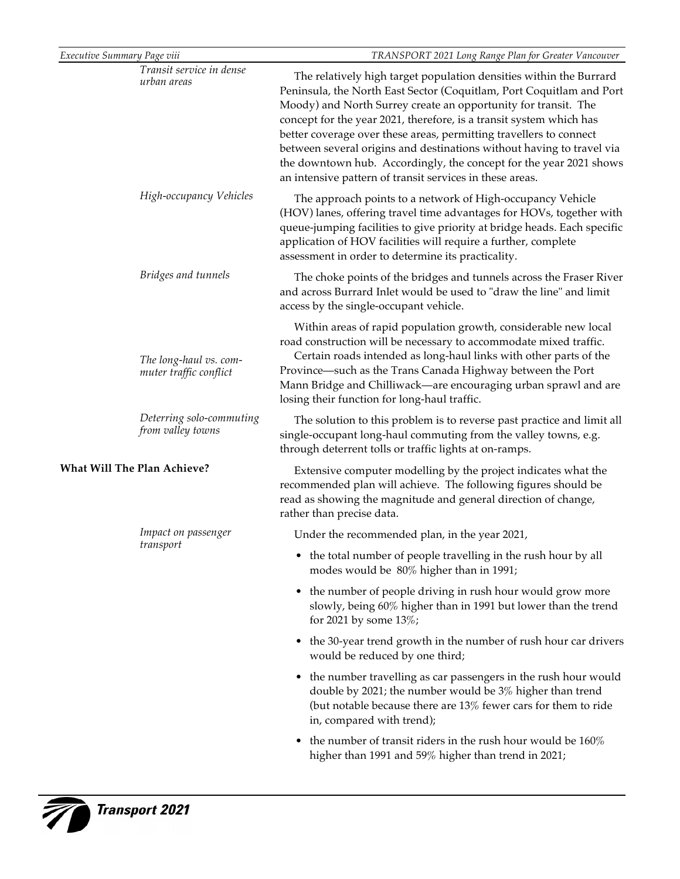*Transit service in dense urban areas*

The relatively high target population densities within the Burrard Peninsula, the North East Sector (Coquitlam, Port Coquitlam and Port Moody) and North Surrey create an opportunity for transit. The concept for the year 2021, therefore, is a transit system which has better coverage over these areas, permitting travellers to connect between several origins and destinations without having to travel via the downtown hub. Accordingly, the concept for the year 2021 shows an intensive pattern of transit services in these areas.

*High-occupancy Vehicles*

The approach points to a network of High-occupancy Vehicle (HOV) lanes, offering travel time advantages for HOVs, together with queue-jumping facilities to give priority at bridge heads. Each specific application of HOV facilities will require a further, complete assessment in order to determine its practicality.

*Bridges and tunnels*

The choke points of the bridges and tunnels across the Fraser River and across Burrard Inlet would be used to "draw the line" and limit access by the single-occupant vehicle.

Within areas of rapid population growth, considerable new local road construction will be necessary to accommodate mixed traffic.

*The long-haul vs. commuter traffic conflict*

Certain roads intended as long-haul links with other parts of the Province—such as the Trans Canada Highway between the Port Mann Bridge and Chilliwack—are encouraging urban sprawl and are losing their function for long-haul traffic.

*Deterring solo-commuting from valley towns*

The solution to this problem is to reverse past practice and limit all single-occupant long-haul commuting from the valley towns, e.g. through deterrent tolls or traffic lights at on-ramps.

## What Will The Plan Achieve?

Extensive computer modelling by the project indicates what the recommended plan will achieve. The following figures should be read as showing the magnitude and general direction of change, rather than precise data.

*Impact on passenger transport*

Under the recommended plan, in the year 2021,

- the total number of people travelling in the rush hour by all modes would be 80% higher than in 1991;
- the number of people driving in rush hour would grow more slowly, being 60% higher than in 1991 but lower than the trend for 2021 by some 13%;
- the 30-year trend growth in the number of rush hour car drivers would be reduced by one third;
- the number travelling as car passengers in the rush hour would double by 2021; the number would be 3% higher than trend (but notable because there are 13% fewer cars for them to ride in, compared with trend);
- the number of transit riders in the rush hour would be 160% higher than 1991 and 59% higher than trend in 2021;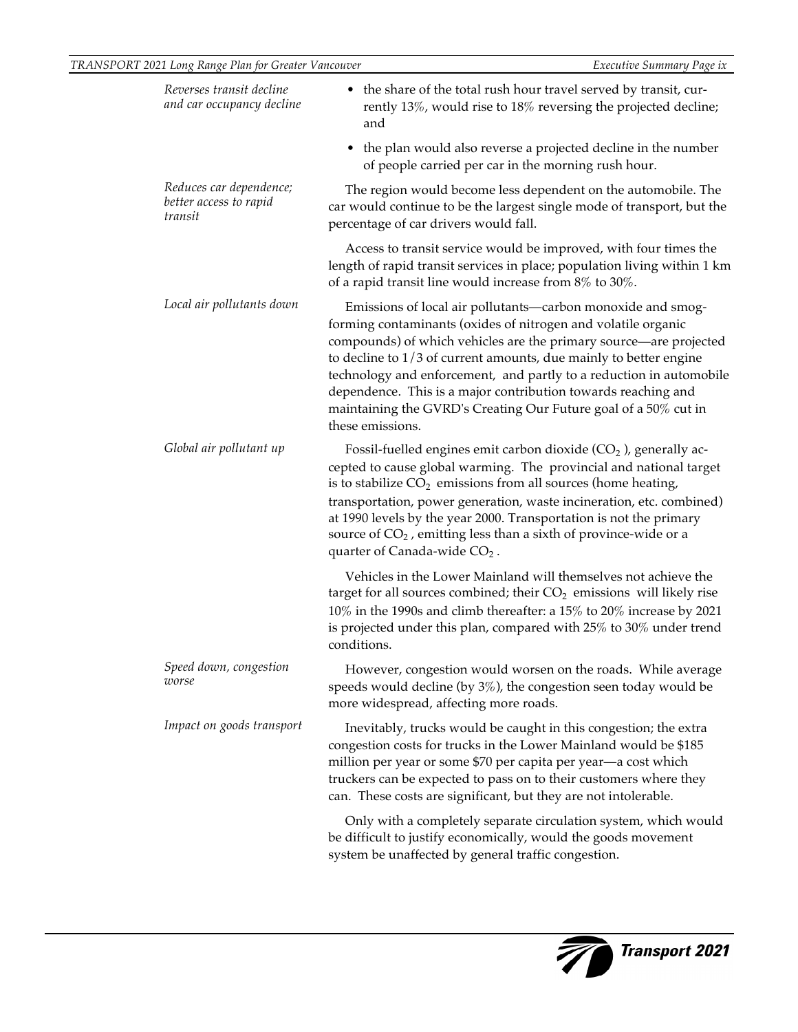*Reverses transit decline and car occupancy decline*

- the share of the total rush hour travel served by transit, currently 13%, would rise to 18% reversing the projected decline; and
- the plan would also reverse a projected decline in the number of people carried per car in the morning rush hour.

*Reduces car dependence; better access to rapid transit*

The region would become less dependent on the automobile. The car would continue to be the largest single mode of transport, but the percentage of car drivers would fall.

Access to transit service would be improved, with four times the length of rapid transit services in place; population living within 1 km of a rapid transit line would increase from 8% to 30%.

*Local air pollutants down*

Emissions of local air pollutants—carbon monoxide and smog-forming contaminants (oxides of nitrogen and volatile organic compounds) of which vehicles are the primary source—are projected to decline to 1/3 of current amounts, due mainly to better engine technology and enforcement, and partly to a reduction in automobile dependence. This is a major contribution towards reaching and maintaining the GVRD's Creating Our Future goal of a 50% cut in these emissions.

*Global air pollutant up*

Fossil-fuelled engines emit carbon dioxide ($CO_2$), generally accepted to cause global warming. The provincial and national target is to stabilize $CO_2$ emissions from all sources (home heating, transportation, power generation, waste incineration, etc. combined) at 1990 levels by the year 2000. Transportation is not the primary source of $CO_2$, emitting less than a sixth of province-wide or a quarter of Canada-wide $CO_2$.

Vehicles in the Lower Mainland will themselves not achieve the target for all sources combined; their $CO_2$ emissions will likely rise 10% in the 1990s and climb thereafter: a 15% to 20% increase by 2021 is projected under this plan, compared with 25% to 30% under trend conditions.

*Speed down, congestion worse*

However, congestion would worsen on the roads. While average speeds would decline (by 3%), the congestion seen today would be more widespread, affecting more roads.

*Impact on goods transport*

Inevitably, trucks would be caught in this congestion; the extra congestion costs for trucks in the Lower Mainland would be $185 million per year or some $70 per capita per year—a cost which truckers can be expected to pass on to their customers where they can. These costs are significant, but they are not intolerable.

Only with a completely separate circulation system, which would be difficult to justify economically, would the goods movement system be unaffected by general traffic congestion.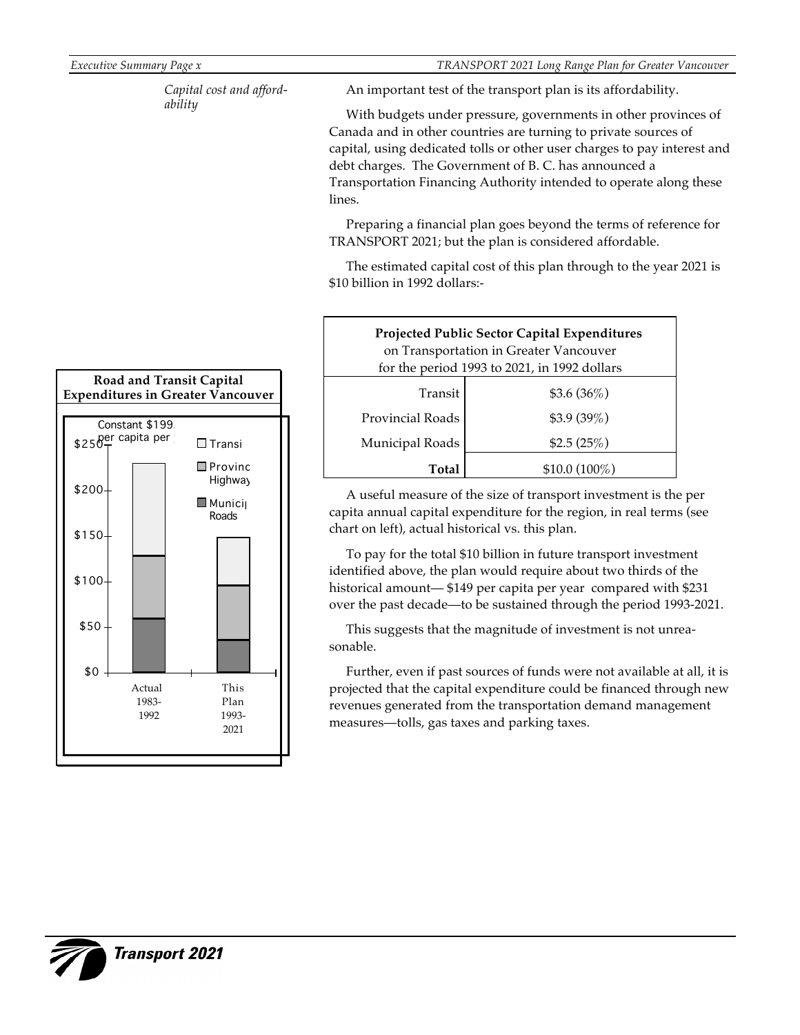*Capital cost and affordability*

An important test of the transport plan is its affordability.

With budgets under pressure, governments in other provinces of Canada and in other countries are turning to private sources of capital, using dedicated tolls or other user charges to pay interest and debt charges. The Government of B. C. has announced a Transportation Financing Authority intended to operate along these lines.

Preparing a financial plan goes beyond the terms of reference for TRANSPORT 2021; but the plan is considered affordable.

The estimated capital cost of this plan through to the year 2021 is $10 billion in 1992 dollars:-

**Projected Public Sector Capital Expenditures**
on Transportation in Greater Vancouver
for the period 1993 to 2021, in 1992 dollars

| | |
|---|---|
| Transit | $3.6 (36%) |
| Provincial Roads | $3.9 (39%) |
| Municipal Roads | $2.5 (25%) |
| **Total** | $10.0 (100%) |

**Road and Transit Capital Expenditures in Greater Vancouver**

Constant $1992 per capita per year

| | Actual 1983-1992 | This Plan 1993-2021 |
|---|---|---|
| Transit | | |
| Provincial Highways | | |
| Municipal Roads | | |

A useful measure of the size of transport investment is the per capita annual capital expenditure for the region, in real terms (see chart on left), actual historical vs. this plan.

To pay for the total $10 billion in future transport investment identified above, the plan would require about two thirds of the historical amount— $149 per capita per year compared with $231 over the past decade—to be sustained through the period 1993-2021.

This suggests that the magnitude of investment is not unreasonable.

Further, even if past sources of funds were not available at all, it is projected that the capital expenditure could be financed through new revenues generated from the transportation demand management measures—tolls, gas taxes and parking taxes.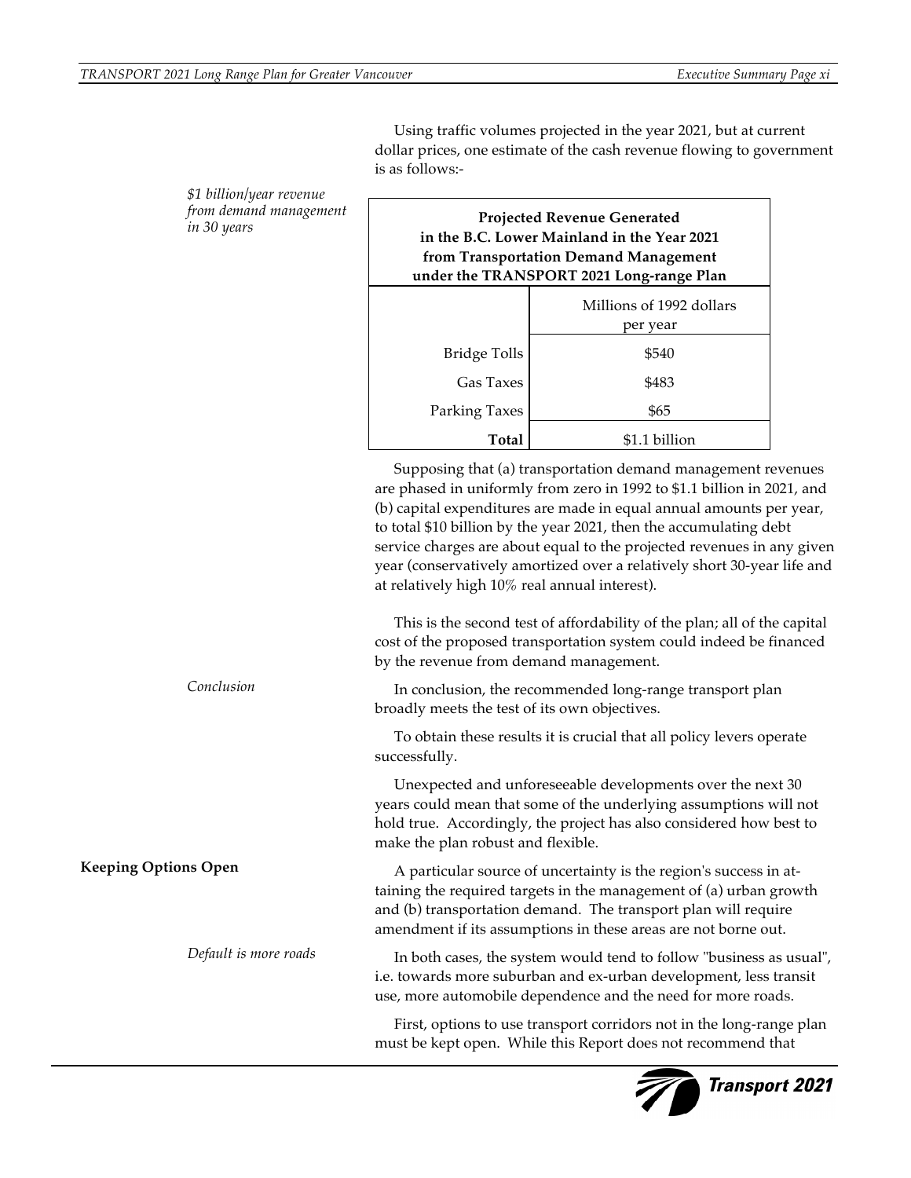Using traffic volumes projected in the year 2021, but at current dollar prices, one estimate of the cash revenue flowing to government is as follows:-

*$1 billion/year revenue from demand management in 30 years*

**Projected Revenue Generated in the B.C. Lower Mainland in the Year 2021 from Transportation Demand Management under the TRANSPORT 2021 Long-range Plan**

| | Millions of 1992 dollars per year |
|---|---|
| Bridge Tolls | $540 |
| Gas Taxes | $483 |
| Parking Taxes | $65 |
| **Total** | $1.1 billion |

Supposing that (a) transportation demand management revenues are phased in uniformly from zero in 1992 to $1.1 billion in 2021, and (b) capital expenditures are made in equal annual amounts per year, to total $10 billion by the year 2021, then the accumulating debt service charges are about equal to the projected revenues in any given year (conservatively amortized over a relatively short 30-year life and at relatively high 10% real annual interest).

This is the second test of affordability of the plan; all of the capital cost of the proposed transportation system could indeed be financed by the revenue from demand management.

*Conclusion*

In conclusion, the recommended long-range transport plan broadly meets the test of its own objectives.

To obtain these results it is crucial that all policy levers operate successfully.

Unexpected and unforeseeable developments over the next 30 years could mean that some of the underlying assumptions will not hold true. Accordingly, the project has also considered how best to make the plan robust and flexible.

## Keeping Options Open

A particular source of uncertainty is the region's success in attaining the required targets in the management of (a) urban growth and (b) transportation demand. The transport plan will require amendment if its assumptions in these areas are not borne out.

*Default is more roads*

In both cases, the system would tend to follow "business as usual", i.e. towards more suburban and ex-urban development, less transit use, more automobile dependence and the need for more roads.

First, options to use transport corridors not in the long-range plan must be kept open. While this Report does not recommend that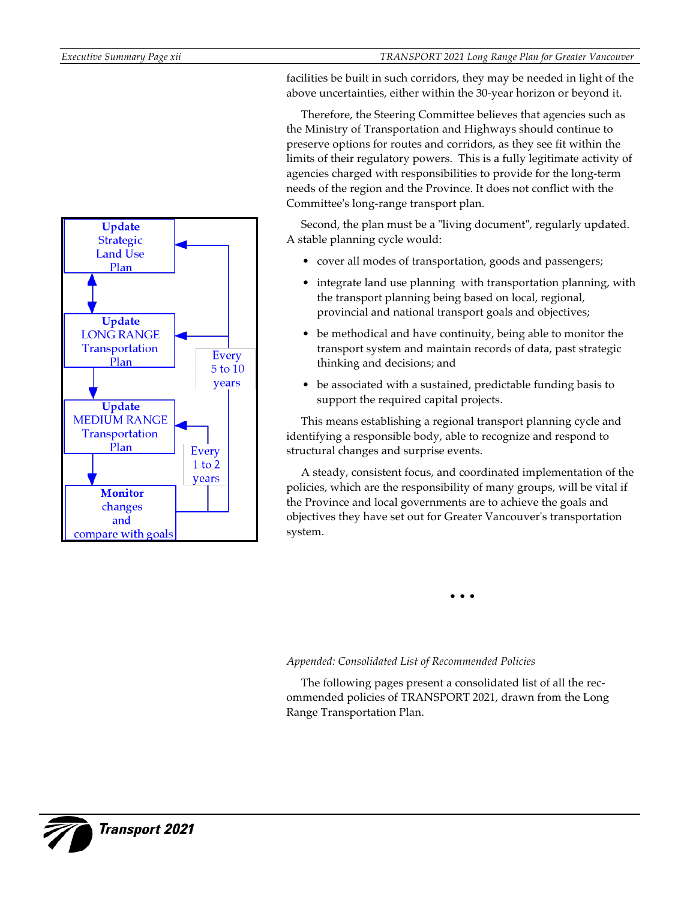facilities be built in such corridors, they may be needed in light of the above uncertainties, either within the 30-year horizon or beyond it.

Therefore, the Steering Committee believes that agencies such as the Ministry of Transportation and Highways should continue to preserve options for routes and corridors, as they see fit within the limits of their regulatory powers. This is a fully legitimate activity of agencies charged with responsibilities to provide for the long-term needs of the region and the Province. It does not conflict with the Committee's long-range transport plan.

**Update** Strategic Land Use Plan

**Update** LONG RANGE Transportation Plan

Every 5 to 10 years

**Update** MEDIUM RANGE Transportation Plan

Every 1 to 2 years

**Monitor** changes and compare with goals

Second, the plan must be a "living document", regularly updated. A stable planning cycle would:

- cover all modes of transportation, goods and passengers;
- integrate land use planning with transportation planning, with the transport planning being based on local, regional, provincial and national transport goals and objectives;
- be methodical and have continuity, being able to monitor the transport system and maintain records of data, past strategic thinking and decisions; and
- be associated with a sustained, predictable funding basis to support the required capital projects.

This means establishing a regional transport planning cycle and identifying a responsible body, able to recognize and respond to structural changes and surprise events.

A steady, consistent focus, and coordinated implementation of the policies, which are the responsibility of many groups, will be vital if the Province and local governments are to achieve the goals and objectives they have set out for Greater Vancouver's transportation system.

• • •

*Appended: Consolidated List of Recommended Policies*

The following pages present a consolidated list of all the recommended policies of TRANSPORT 2021, drawn from the Long Range Transportation Plan.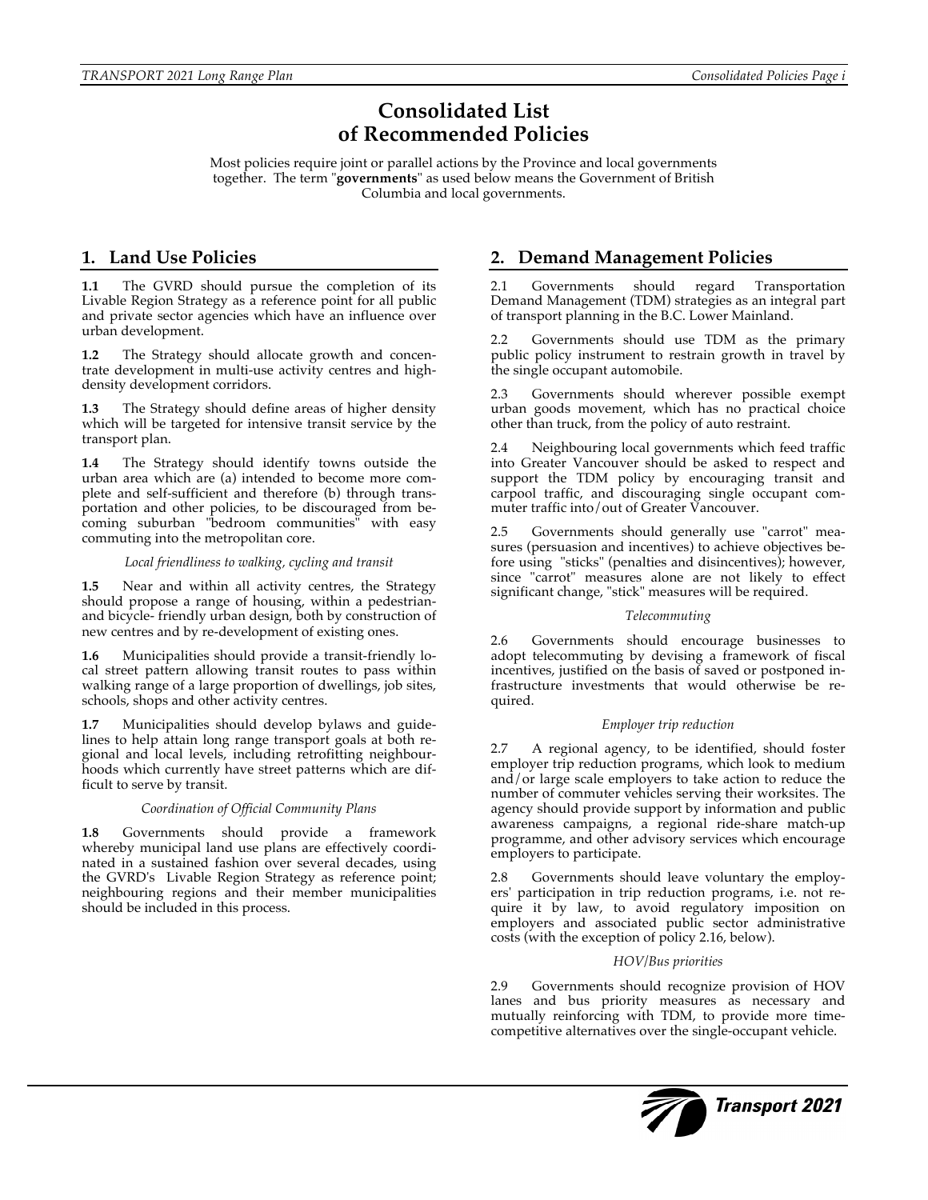# Consolidated List of Recommended Policies

Most policies require joint or parallel actions by the Province and local governments together. The term "**governments**" as used below means the Government of British Columbia and local governments.

## 1. Land Use Policies

**1.1** The GVRD should pursue the completion of its Livable Region Strategy as a reference point for all public and private sector agencies which have an influence over urban development.

**1.2** The Strategy should allocate growth and concentrate development in multi-use activity centres and high-density development corridors.

**1.3** The Strategy should define areas of higher density which will be targeted for intensive transit service by the transport plan.

**1.4** The Strategy should identify towns outside the urban area which are (a) intended to become more complete and self-sufficient and therefore (b) through transportation and other policies, to be discouraged from becoming suburban "bedroom communities" with easy commuting into the metropolitan core.

*Local friendliness to walking, cycling and transit*

**1.5** Near and within all activity centres, the Strategy should propose a range of housing, within a pedestrian- and bicycle- friendly urban design, both by construction of new centres and by re-development of existing ones.

**1.6** Municipalities should provide a transit-friendly local street pattern allowing transit routes to pass within walking range of a large proportion of dwellings, job sites, schools, shops and other activity centres.

**1.7** Municipalities should develop bylaws and guidelines to help attain long range transport goals at both regional and local levels, including retrofitting neighbourhoods which currently have street patterns which are difficult to serve by transit.

*Coordination of Official Community Plans*

**1.8** Governments should provide a framework whereby municipal land use plans are effectively coordinated in a sustained fashion over several decades, using the GVRD's Livable Region Strategy as reference point; neighbouring regions and their member municipalities should be included in this process.

## 2. Demand Management Policies

2.1 Governments should regard Transportation Demand Management (TDM) strategies as an integral part of transport planning in the B.C. Lower Mainland.

2.2 Governments should use TDM as the primary public policy instrument to restrain growth in travel by the single occupant automobile.

2.3 Governments should wherever possible exempt urban goods movement, which has no practical choice other than truck, from the policy of auto restraint.

2.4 Neighbouring local governments which feed traffic into Greater Vancouver should be asked to respect and support the TDM policy by encouraging transit and carpool traffic, and discouraging single occupant commuter traffic into/out of Greater Vancouver.

2.5 Governments should generally use "carrot" measures (persuasion and incentives) to achieve objectives before using "sticks" (penalties and disincentives); however, since "carrot" measures alone are not likely to effect significant change, "stick" measures will be required.

*Telecommuting*

2.6 Governments should encourage businesses to adopt telecommuting by devising a framework of fiscal incentives, justified on the basis of saved or postponed infrastructure investments that would otherwise be required.

*Employer trip reduction*

2.7 A regional agency, to be identified, should foster employer trip reduction programs, which look to medium and/or large scale employers to take action to reduce the number of commuter vehicles serving their worksites. The agency should provide support by information and public awareness campaigns, a regional ride-share match-up programme, and other advisory services which encourage employers to participate.

2.8 Governments should leave voluntary the employers' participation in trip reduction programs, i.e. not require it by law, to avoid regulatory imposition on employers and associated public sector administrative costs (with the exception of policy 2.16, below).

*HOV/Bus priorities*

2.9 Governments should recognize provision of HOV lanes and bus priority measures as necessary and mutually reinforcing with TDM, to provide more time-competitive alternatives over the single-occupant vehicle.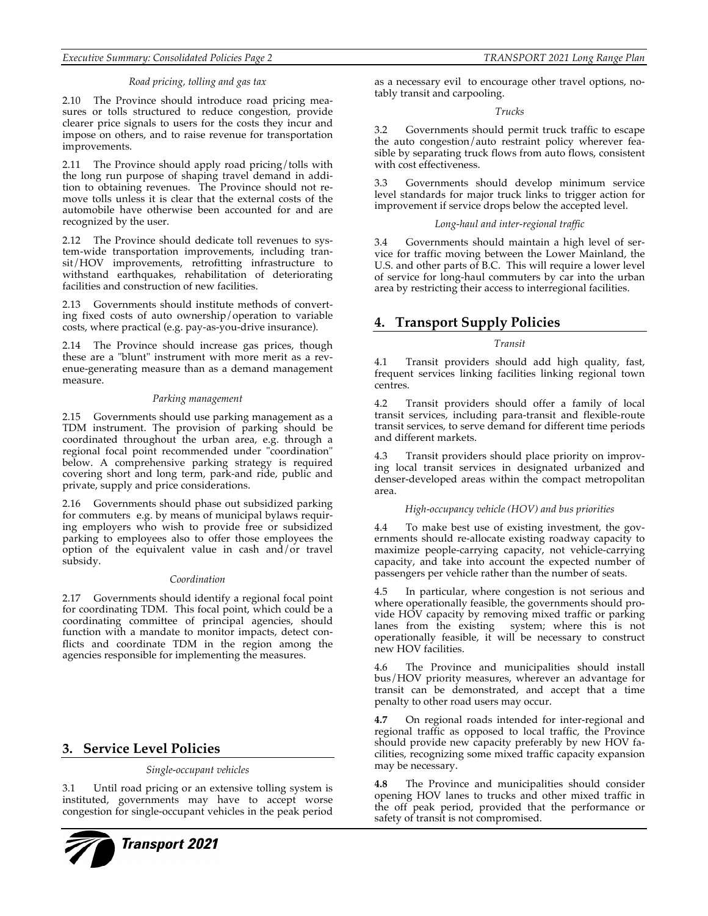*Road pricing, tolling and gas tax*

2.10 The Province should introduce road pricing measures or tolls structured to reduce congestion, provide clearer price signals to users for the costs they incur and impose on others, and to raise revenue for transportation improvements.

2.11 The Province should apply road pricing/tolls with the long run purpose of shaping travel demand in addition to obtaining revenues. The Province should not remove tolls unless it is clear that the external costs of the automobile have otherwise been accounted for and are recognized by the user.

2.12 The Province should dedicate toll revenues to system-wide transportation improvements, including transit/HOV improvements, retrofitting infrastructure to withstand earthquakes, rehabilitation of deteriorating facilities and construction of new facilities.

2.13 Governments should institute methods of converting fixed costs of auto ownership/operation to variable costs, where practical (e.g. pay-as-you-drive insurance).

2.14 The Province should increase gas prices, though these are a "blunt" instrument with more merit as a revenue-generating measure than as a demand management measure.

*Parking management*

2.15 Governments should use parking management as a TDM instrument. The provision of parking should be coordinated throughout the urban area, e.g. through a regional focal point recommended under "coordination" below. A comprehensive parking strategy is required covering short and long term, park-and ride, public and private, supply and price considerations.

2.16 Governments should phase out subsidized parking for commuters e.g. by means of municipal bylaws requiring employers who wish to provide free or subsidized parking to employees also to offer those employees the option of the equivalent value in cash and/or travel subsidy.

*Coordination*

2.17 Governments should identify a regional focal point for coordinating TDM. This focal point, which could be a coordinating committee of principal agencies, should function with a mandate to monitor impacts, detect conflicts and coordinate TDM in the region among the agencies responsible for implementing the measures.

## 3. Service Level Policies

*Single-occupant vehicles*

3.1 Until road pricing or an extensive tolling system is instituted, governments may have to accept worse congestion for single-occupant vehicles in the peak period as a necessary evil to encourage other travel options, notably transit and carpooling.

*Trucks*

3.2 Governments should permit truck traffic to escape the auto congestion/auto restraint policy wherever feasible by separating truck flows from auto flows, consistent with cost effectiveness.

3.3 Governments should develop minimum service level standards for major truck links to trigger action for improvement if service drops below the accepted level.

*Long-haul and inter-regional traffic*

3.4 Governments should maintain a high level of service for traffic moving between the Lower Mainland, the U.S. and other parts of B.C. This will require a lower level of service for long-haul commuters by car into the urban area by restricting their access to interregional facilities.

## 4. Transport Supply Policies

*Transit*

4.1 Transit providers should add high quality, fast, frequent services linking facilities linking regional town centres.

4.2 Transit providers should offer a family of local transit services, including para-transit and flexible-route transit services, to serve demand for different time periods and different markets.

4.3 Transit providers should place priority on improving local transit services in designated urbanized and denser-developed areas within the compact metropolitan area.

*High-occupancy vehicle (HOV) and bus priorities*

4.4 To make best use of existing investment, the governments should re-allocate existing roadway capacity to maximize people-carrying capacity, not vehicle-carrying capacity, and take into account the expected number of passengers per vehicle rather than the number of seats.

4.5 In particular, where congestion is not serious and where operationally feasible, the governments should provide HOV capacity by removing mixed traffic or parking lanes from the existing system; where this is not operationally feasible, it will be necessary to construct new HOV facilities.

4.6 The Province and municipalities should install bus/HOV priority measures, wherever an advantage for transit can be demonstrated, and accept that a time penalty to other road users may occur.

**4.7** On regional roads intended for inter-regional and regional traffic as opposed to local traffic, the Province should provide new capacity preferably by new HOV facilities, recognizing some mixed traffic capacity expansion may be necessary.

**4.8** The Province and municipalities should consider opening HOV lanes to trucks and other mixed traffic in the off peak period, provided that the performance or safety of transit is not compromised.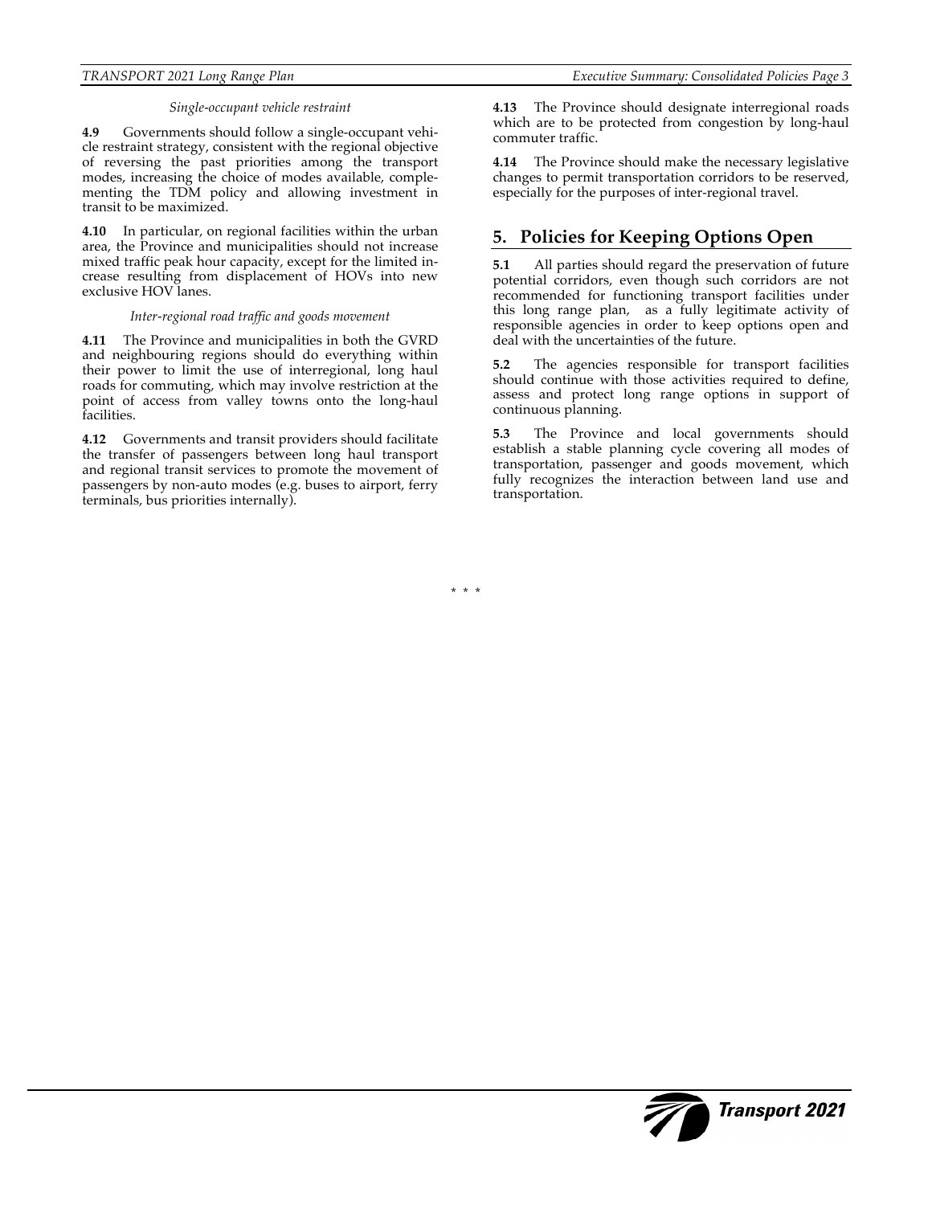*Single-occupant vehicle restraint*

**4.9** Governments should follow a single-occupant vehicle restraint strategy, consistent with the regional objective of reversing the past priorities among the transport modes, increasing the choice of modes available, complementing the TDM policy and allowing investment in transit to be maximized.

**4.10** In particular, on regional facilities within the urban area, the Province and municipalities should not increase mixed traffic peak hour capacity, except for the limited increase resulting from displacement of HOVs into new exclusive HOV lanes.

*Inter-regional road traffic and goods movement*

**4.11** The Province and municipalities in both the GVRD and neighbouring regions should do everything within their power to limit the use of interregional, long haul roads for commuting, which may involve restriction at the point of access from valley towns onto the long-haul facilities.

**4.12** Governments and transit providers should facilitate the transfer of passengers between long haul transport and regional transit services to promote the movement of passengers by non-auto modes (e.g. buses to airport, ferry terminals, bus priorities internally).

**4.13** The Province should designate interregional roads which are to be protected from congestion by long-haul commuter traffic.

**4.14** The Province should make the necessary legislative changes to permit transportation corridors to be reserved, especially for the purposes of inter-regional travel.

## 5. Policies for Keeping Options Open

**5.1** All parties should regard the preservation of future potential corridors, even though such corridors are not recommended for functioning transport facilities under this long range plan, as a fully legitimate activity of responsible agencies in order to keep options open and deal with the uncertainties of the future.

**5.2** The agencies responsible for transport facilities should continue with those activities required to define, assess and protect long range options in support of continuous planning.

**5.3** The Province and local governments should establish a stable planning cycle covering all modes of transportation, passenger and goods movement, which fully recognizes the interaction between land use and transportation.

\* \* \*